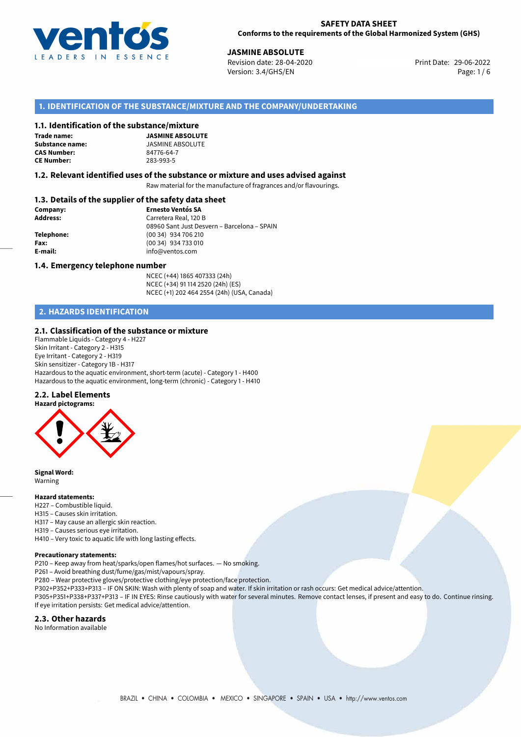**SAFETY DATA SHEET**
**Conforms to the requirements of the Global Harmonized System (GHS)**

**JASMINE ABSOLUTE**
Revision date: 28-04-2020
Version: 3.4/GHS/EN
Print Date: 29-06-2022

## 1. IDENTIFICATION OF THE SUBSTANCE/MIXTURE AND THE COMPANY/UNDERTAKING

### 1.1. Identification of the substance/mixture

**Trade name:** **JASMINE ABSOLUTE**
**Substance name:** JASMINE ABSOLUTE
**CAS Number:** 84776-64-7
**CE Number:** 283-993-5

### 1.2. Relevant identified uses of the substance or mixture and uses advised against

Raw material for the manufacture of fragrances and/or flavourings.

### 1.3. Details of the supplier of the safety data sheet

**Company:** **Ernesto Ventós SA**
**Address:** Carretera Real, 120 B
08960 Sant Just Desvern – Barcelona – SPAIN
**Telephone:** (00 34) 934 706 210
**Fax:** (00 34) 934 733 010
**E-mail:** info@ventos.com

### 1.4. Emergency telephone number

NCEC (+44) 1865 407333 (24h)
NCEC (+34) 91 114 2520 (24h) (ES)
NCEC (+1) 202 464 2554 (24h) (USA, Canada)

## 2. HAZARDS IDENTIFICATION

### 2.1. Classification of the substance or mixture

Flammable Liquids - Category 4 - H227
Skin Irritant - Category 2 - H315
Eye Irritant - Category 2 - H319
Skin sensitizer - Category 1B - H317
Hazardous to the aquatic environment, short-term (acute) - Category 1 - H400
Hazardous to the aquatic environment, long-term (chronic) - Category 1 - H410

### 2.2. Label Elements

**Hazard pictograms:**

**Signal Word:**
Warning

**Hazard statements:**
H227 – Combustible liquid.
H315 – Causes skin irritation.
H317 – May cause an allergic skin reaction.
H319 – Causes serious eye irritation.
H410 – Very toxic to aquatic life with long lasting effects.

**Precautionary statements:**
P210 – Keep away from heat/sparks/open flames/hot surfaces. — No smoking.
P261 – Avoid breathing dust/fume/gas/mist/vapours/spray.
P280 – Wear protective gloves/protective clothing/eye protection/face protection.
P302+P352+P333+P313 – IF ON SKIN: Wash with plenty of soap and water. If skin irritation or rash occurs: Get medical advice/attention.
P305+P351+P338+P337+P313 – IF IN EYES: Rinse cautiously with water for several minutes. Remove contact lenses, if present and easy to do. Continue rinsing. If eye irritation persists: Get medical advice/attention.

### 2.3. Other hazards

No Information available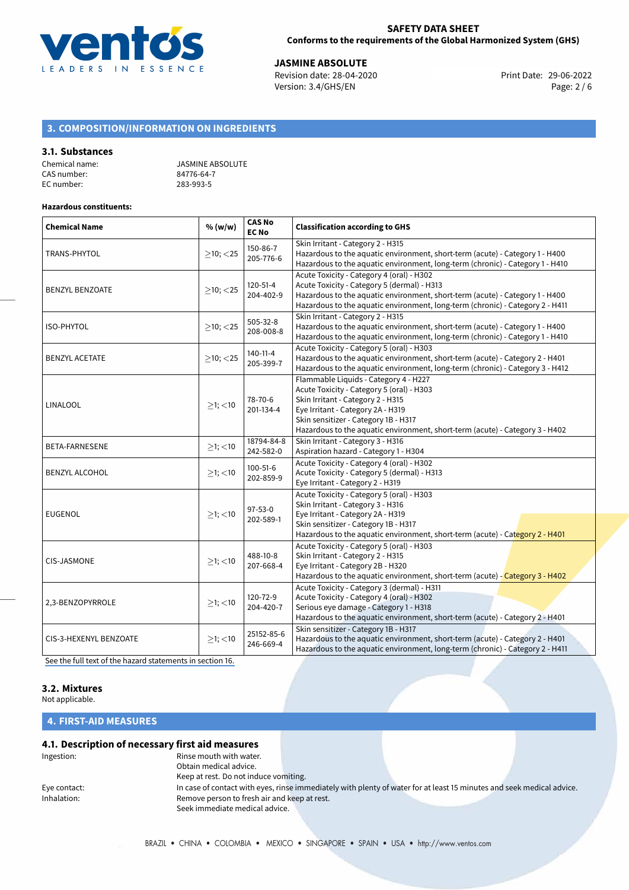## 3. COMPOSITION/INFORMATION ON INGREDIENTS

### 3.1. Substances

Chemical name: JASMINE ABSOLUTE
CAS number: 84776-64-7
EC number: 283-993-5

**Hazardous constituents:**

| Chemical Name | % (w/w) | CAS No EC No | Classification according to GHS |
|---|---|---|---|
| TRANS-PHYTOL | ≥10; <25 | 150-86-7 205-776-6 | Skin Irritant - Category 2 - H315<br>Hazardous to the aquatic environment, short-term (acute) - Category 1 - H400<br>Hazardous to the aquatic environment, long-term (chronic) - Category 1 - H410 |
| BENZYL BENZOATE | ≥10; <25 | 120-51-4 204-402-9 | Acute Toxicity - Category 4 (oral) - H302<br>Acute Toxicity - Category 5 (dermal) - H313<br>Hazardous to the aquatic environment, short-term (acute) - Category 1 - H400<br>Hazardous to the aquatic environment, long-term (chronic) - Category 2 - H411 |
| ISO-PHYTOL | ≥10; <25 | 505-32-8 208-008-8 | Skin Irritant - Category 2 - H315<br>Hazardous to the aquatic environment, short-term (acute) - Category 1 - H400<br>Hazardous to the aquatic environment, long-term (chronic) - Category 1 - H410 |
| BENZYL ACETATE | ≥10; <25 | 140-11-4 205-399-7 | Acute Toxicity - Category 5 (oral) - H303<br>Hazardous to the aquatic environment, short-term (acute) - Category 2 - H401<br>Hazardous to the aquatic environment, long-term (chronic) - Category 3 - H412 |
| LINALOOL | ≥1; <10 | 78-70-6 201-134-4 | Flammable Liquids - Category 4 - H227<br>Acute Toxicity - Category 5 (oral) - H303<br>Skin Irritant - Category 2 - H315<br>Eye Irritant - Category 2A - H319<br>Skin sensitizer - Category 1B - H317<br>Hazardous to the aquatic environment, short-term (acute) - Category 3 - H402 |
| BETA-FARNESENE | ≥1; <10 | 18794-84-8 242-582-0 | Skin Irritant - Category 3 - H316<br>Aspiration hazard - Category 1 - H304 |
| BENZYL ALCOHOL | ≥1; <10 | 100-51-6 202-859-9 | Acute Toxicity - Category 4 (oral) - H302<br>Acute Toxicity - Category 5 (dermal) - H313<br>Eye Irritant - Category 2 - H319 |
| EUGENOL | ≥1; <10 | 97-53-0 202-589-1 | Acute Toxicity - Category 5 (oral) - H303<br>Skin Irritant - Category 3 - H316<br>Eye Irritant - Category 2A - H319<br>Skin sensitizer - Category 1B - H317<br>Hazardous to the aquatic environment, short-term (acute) - Category 2 - H401 |
| CIS-JASMONE | ≥1; <10 | 488-10-8 207-668-4 | Acute Toxicity - Category 5 (oral) - H303<br>Skin Irritant - Category 2 - H315<br>Eye Irritant - Category 2B - H320<br>Hazardous to the aquatic environment, short-term (acute) - Category 3 - H402 |
| 2,3-BENZOPYRROLE | ≥1; <10 | 120-72-9 204-420-7 | Acute Toxicity - Category 3 (dermal) - H311<br>Acute Toxicity - Category 4 (oral) - H302<br>Serious eye damage - Category 1 - H318<br>Hazardous to the aquatic environment, short-term (acute) - Category 2 - H401 |
| CIS-3-HEXENYL BENZOATE | ≥1; <10 | 25152-85-6 246-669-4 | Skin sensitizer - Category 1B - H317<br>Hazardous to the aquatic environment, short-term (acute) - Category 2 - H401<br>Hazardous to the aquatic environment, long-term (chronic) - Category 2 - H411 |

See the full text of the hazard statements in section 16.

### 3.2. Mixtures

Not applicable.

## 4. FIRST-AID MEASURES

### 4.1. Description of necessary first aid measures

Ingestion: Rinse mouth with water.
Obtain medical advice.
Keep at rest. Do not induce vomiting.

Eye contact: In case of contact with eyes, rinse immediately with plenty of water for at least 15 minutes and seek medical advice.

Inhalation: Remove person to fresh air and keep at rest.
Seek immediate medical advice.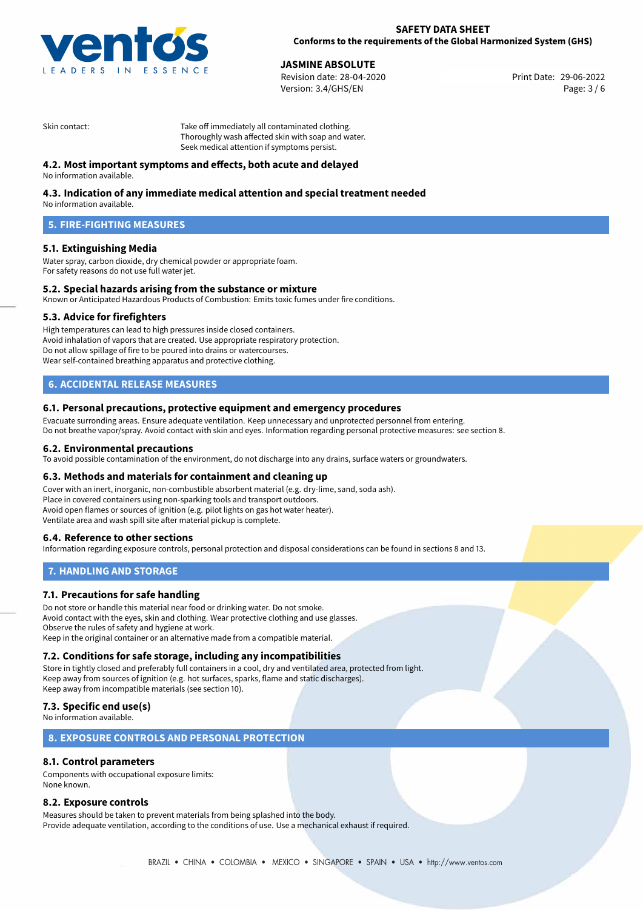Skin contact: Take off immediately all contaminated clothing.
Thoroughly wash affected skin with soap and water.
Seek medical attention if symptoms persist.

### 4.2. Most important symptoms and effects, both acute and delayed

No information available.

### 4.3. Indication of any immediate medical attention and special treatment needed

No information available.

## 5. FIRE-FIGHTING MEASURES

### 5.1. Extinguishing Media

Water spray, carbon dioxide, dry chemical powder or appropriate foam.
For safety reasons do not use full water jet.

### 5.2. Special hazards arising from the substance or mixture

Known or Anticipated Hazardous Products of Combustion: Emits toxic fumes under fire conditions.

### 5.3. Advice for firefighters

High temperatures can lead to high pressures inside closed containers.
Avoid inhalation of vapors that are created. Use appropriate respiratory protection.
Do not allow spillage of fire to be poured into drains or watercourses.
Wear self-contained breathing apparatus and protective clothing.

## 6. ACCIDENTAL RELEASE MEASURES

### 6.1. Personal precautions, protective equipment and emergency procedures

Evacuate surronding areas. Ensure adequate ventilation. Keep unnecessary and unprotected personnel from entering.
Do not breathe vapor/spray. Avoid contact with skin and eyes. Information regarding personal protective measures: see section 8.

### 6.2. Environmental precautions

To avoid possible contamination of the environment, do not discharge into any drains, surface waters or groundwaters.

### 6.3. Methods and materials for containment and cleaning up

Cover with an inert, inorganic, non-combustible absorbent material (e.g. dry-lime, sand, soda ash).
Place in covered containers using non-sparking tools and transport outdoors.
Avoid open flames or sources of ignition (e.g. pilot lights on gas hot water heater).
Ventilate area and wash spill site after material pickup is complete.

### 6.4. Reference to other sections

Information regarding exposure controls, personal protection and disposal considerations can be found in sections 8 and 13.

## 7. HANDLING AND STORAGE

### 7.1. Precautions for safe handling

Do not store or handle this material near food or drinking water. Do not smoke.
Avoid contact with the eyes, skin and clothing. Wear protective clothing and use glasses.
Observe the rules of safety and hygiene at work.
Keep in the original container or an alternative made from a compatible material.

### 7.2. Conditions for safe storage, including any incompatibilities

Store in tightly closed and preferably full containers in a cool, dry and ventilated area, protected from light.
Keep away from sources of ignition (e.g. hot surfaces, sparks, flame and static discharges).
Keep away from incompatible materials (see section 10).

### 7.3. Specific end use(s)

No information available.

## 8. EXPOSURE CONTROLS AND PERSONAL PROTECTION

### 8.1. Control parameters

Components with occupational exposure limits:
None known.

### 8.2. Exposure controls

Measures should be taken to prevent materials from being splashed into the body.
Provide adequate ventilation, according to the conditions of use. Use a mechanical exhaust if required.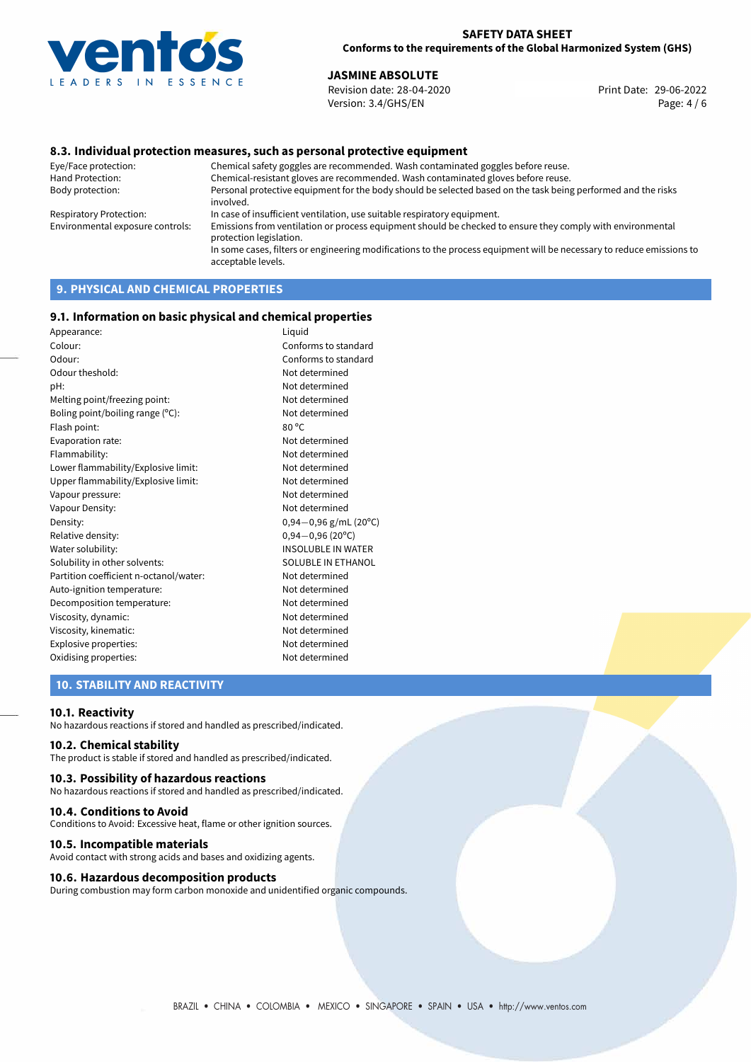### 8.3. Individual protection measures, such as personal protective equipment

| | |
|---|---|
| Eye/Face protection: | Chemical safety goggles are recommended. Wash contaminated goggles before reuse. |
| Hand Protection: | Chemical-resistant gloves are recommended. Wash contaminated gloves before reuse. |
| Body protection: | Personal protective equipment for the body should be selected based on the task being performed and the risks involved. |
| Respiratory Protection: | In case of insufficient ventilation, use suitable respiratory equipment. |
| Environmental exposure controls: | Emissions from ventilation or process equipment should be checked to ensure they comply with environmental protection legislation. In some cases, filters or engineering modifications to the process equipment will be necessary to reduce emissions to acceptable levels. |

## 9. PHYSICAL AND CHEMICAL PROPERTIES

### 9.1. Information on basic physical and chemical properties

| | |
|---|---|
| Appearance: | Liquid |
| Colour: | Conforms to standard |
| Odour: | Conforms to standard |
| Odour theshold: | Not determined |
| pH: | Not determined |
| Melting point/freezing point: | Not determined |
| Boling point/boiling range (°C): | Not determined |
| Flash point: | 80 °C |
| Evaporation rate: | Not determined |
| Flammability: | Not determined |
| Lower flammability/Explosive limit: | Not determined |
| Upper flammability/Explosive limit: | Not determined |
| Vapour pressure: | Not determined |
| Vapour Density: | Not determined |
| Density: | 0,94−0,96 g/mL (20°C) |
| Relative density: | 0,94−0,96 (20°C) |
| Water solubility: | INSOLUBLE IN WATER |
| Solubility in other solvents: | SOLUBLE IN ETHANOL |
| Partition coefficient n-octanol/water: | Not determined |
| Auto-ignition temperature: | Not determined |
| Decomposition temperature: | Not determined |
| Viscosity, dynamic: | Not determined |
| Viscosity, kinematic: | Not determined |
| Explosive properties: | Not determined |
| Oxidising properties: | Not determined |

## 10. STABILITY AND REACTIVITY

### 10.1. Reactivity

No hazardous reactions if stored and handled as prescribed/indicated.

### 10.2. Chemical stability

The product is stable if stored and handled as prescribed/indicated.

### 10.3. Possibility of hazardous reactions

No hazardous reactions if stored and handled as prescribed/indicated.

### 10.4. Conditions to Avoid

Conditions to Avoid: Excessive heat, flame or other ignition sources.

### 10.5. Incompatible materials

Avoid contact with strong acids and bases and oxidizing agents.

### 10.6. Hazardous decomposition products

During combustion may form carbon monoxide and unidentified organic compounds.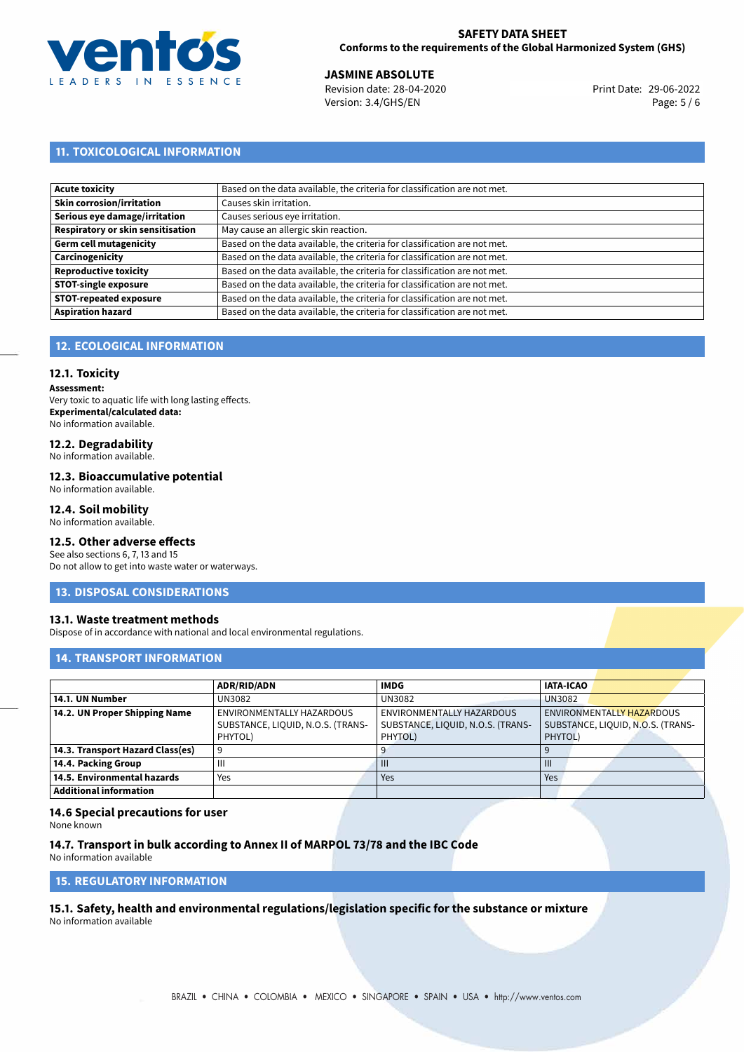## 11. TOXICOLOGICAL INFORMATION

| | |
|---|---|
| **Acute toxicity** | Based on the data available, the criteria for classification are not met. |
| **Skin corrosion/irritation** | Causes skin irritation. |
| **Serious eye damage/irritation** | Causes serious eye irritation. |
| **Respiratory or skin sensitisation** | May cause an allergic skin reaction. |
| **Germ cell mutagenicity** | Based on the data available, the criteria for classification are not met. |
| **Carcinogenicity** | Based on the data available, the criteria for classification are not met. |
| **Reproductive toxicity** | Based on the data available, the criteria for classification are not met. |
| **STOT-single exposure** | Based on the data available, the criteria for classification are not met. |
| **STOT-repeated exposure** | Based on the data available, the criteria for classification are not met. |
| **Aspiration hazard** | Based on the data available, the criteria for classification are not met. |

## 12. ECOLOGICAL INFORMATION

### 12.1. Toxicity

**Assessment:**
Very toxic to aquatic life with long lasting effects.
**Experimental/calculated data:**
No information available.

### 12.2. Degradability

No information available.

### 12.3. Bioaccumulative potential

No information available.

### 12.4. Soil mobility

No information available.

### 12.5. Other adverse effects

See also sections 6, 7, 13 and 15
Do not allow to get into waste water or waterways.

## 13. DISPOSAL CONSIDERATIONS

### 13.1. Waste treatment methods

Dispose of in accordance with national and local environmental regulations.

## 14. TRANSPORT INFORMATION

| | ADR/RID/ADN | IMDG | IATA-ICAO |
|---|---|---|---|
| **14.1. UN Number** | UN3082 | UN3082 | UN3082 |
| **14.2. UN Proper Shipping Name** | ENVIRONMENTALLY HAZARDOUS SUBSTANCE, LIQUID, N.O.S. (TRANS-PHYTOL) | ENVIRONMENTALLY HAZARDOUS SUBSTANCE, LIQUID, N.O.S. (TRANS-PHYTOL) | ENVIRONMENTALLY HAZARDOUS SUBSTANCE, LIQUID, N.O.S. (TRANS-PHYTOL) |
| **14.3. Transport Hazard Class(es)** | 9 | 9 | 9 |
| **14.4. Packing Group** | III | III | III |
| **14.5. Environmental hazards** | Yes | Yes | Yes |
| **Additional information** | | | |

### 14.6 Special precautions for user

None known

### 14.7. Transport in bulk according to Annex II of MARPOL 73/78 and the IBC Code

No information available

## 15. REGULATORY INFORMATION

### 15.1. Safety, health and environmental regulations/legislation specific for the substance or mixture

No information available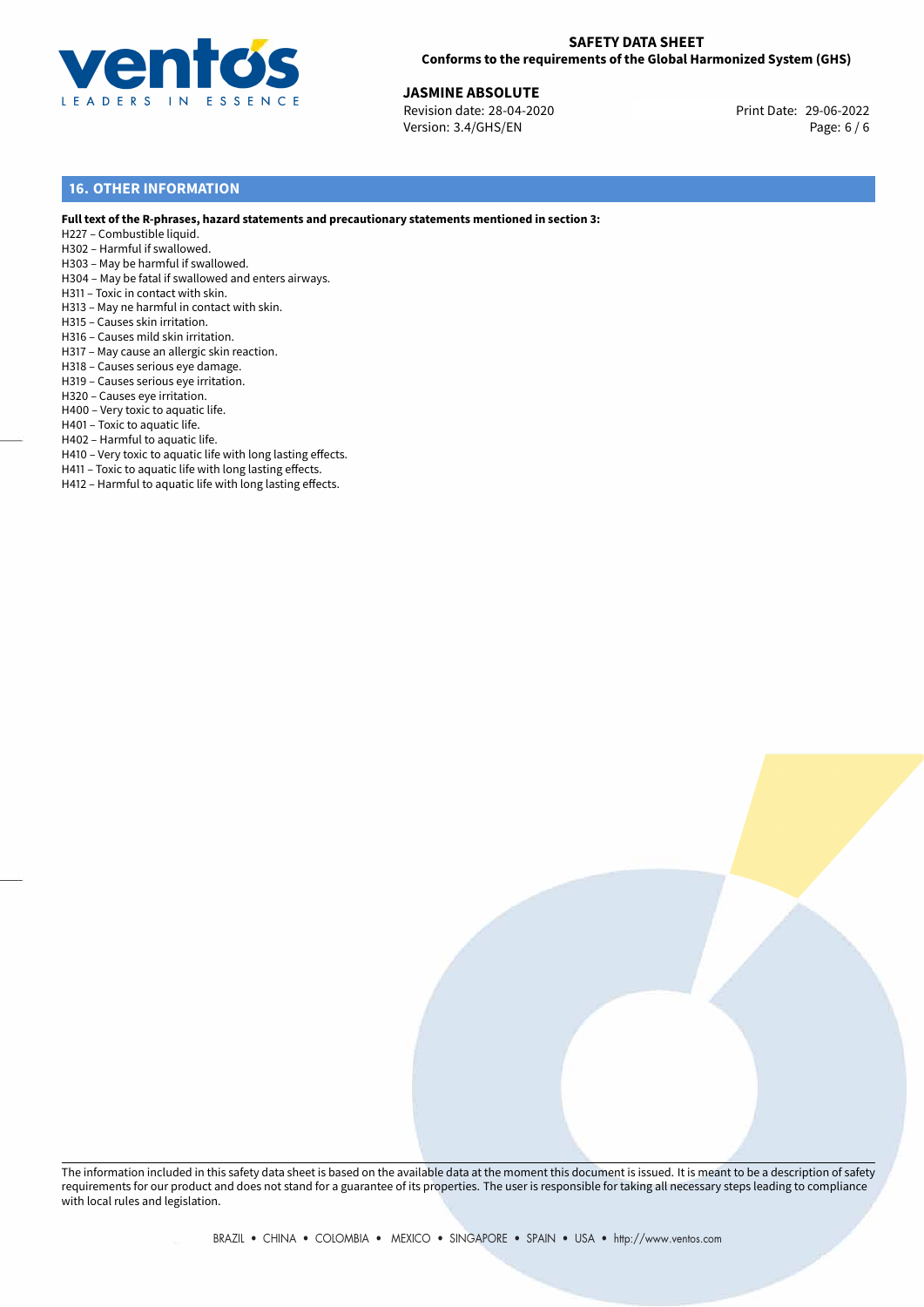## 16. OTHER INFORMATION

**Full text of the R-phrases, hazard statements and precautionary statements mentioned in section 3:**

H227 – Combustible liquid.
H302 – Harmful if swallowed.
H303 – May be harmful if swallowed.
H304 – May be fatal if swallowed and enters airways.
H311 – Toxic in contact with skin.
H313 – May ne harmful in contact with skin.
H315 – Causes skin irritation.
H316 – Causes mild skin irritation.
H317 – May cause an allergic skin reaction.
H318 – Causes serious eye damage.
H319 – Causes serious eye irritation.
H320 – Causes eye irritation.
H400 – Very toxic to aquatic life.
H401 – Toxic to aquatic life.
H402 – Harmful to aquatic life.
H410 – Very toxic to aquatic life with long lasting effects.
H411 – Toxic to aquatic life with long lasting effects.
H412 – Harmful to aquatic life with long lasting effects.

The information included in this safety data sheet is based on the available data at the moment this document is issued. It is meant to be a description of safety requirements for our product and does not stand for a guarantee of its properties. The user is responsible for taking all necessary steps leading to compliance with local rules and legislation.

BRAZIL • CHINA • COLOMBIA • MEXICO • SINGAPORE • SPAIN • USA • http://www.ventos.com